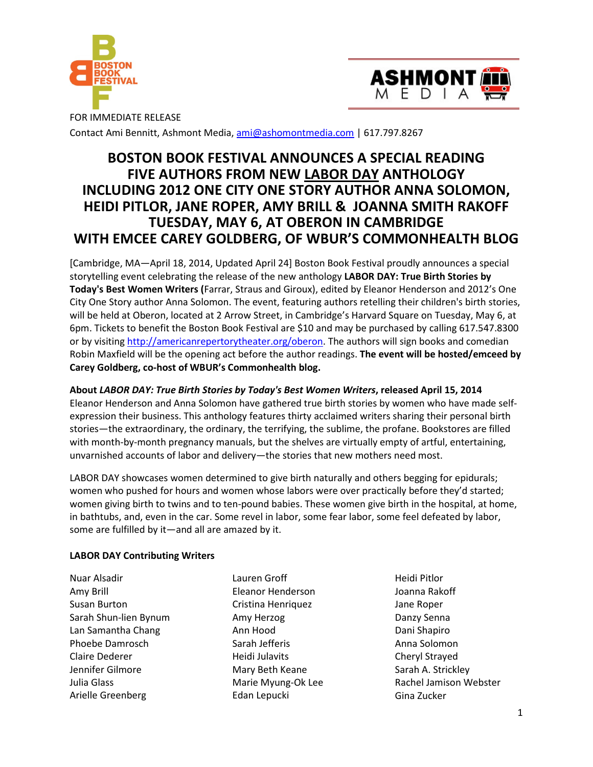FOR IMMEDIATE RELEASE

Contact Ami Bennitt, Ashmont Media, ami@ashomontmedia.com | 617.797.8267

# BOSTON BOOK FESTIVAL ANNOUNCES A SPECIAL READING FIVE AUTHORS FROM NEW LABOR DAY ANTHOLOGY INCLUDING 2012 ONE CITY ONE STORY AUTHOR ANNA SOLOMON, HEIDI PITLOR, JANE ROPER, AMY BRILL & JOANNA SMITH RAKOFF TUESDAY, MAY 6, AT OBERON IN CAMBRIDGE WITH EMCEE CAREY GOLDBERG, OF WBUR'S COMMONHEALTH BLOG

[Cambridge, MA—April 18, 2014, Updated April 24] Boston Book Festival proudly announces a special storytelling event celebrating the release of the new anthology **LABOR DAY: True Birth Stories by Today's Best Women Writers (**Farrar, Straus and Giroux), edited by Eleanor Henderson and 2012's One City One Story author Anna Solomon. The event, featuring authors retelling their children's birth stories, will be held at Oberon, located at 2 Arrow Street, in Cambridge's Harvard Square on Tuesday, May 6, at 6pm. Tickets to benefit the Boston Book Festival are $10 and may be purchased by calling 617.547.8300 or by visiting http://americanrepertorytheater.org/oberon. The authors will sign books and comedian Robin Maxfield will be the opening act before the author readings. **The event will be hosted/emceed by Carey Goldberg, co-host of WBUR's Commonhealth blog.**

**About *LABOR DAY: True Birth Stories by Today's Best Women Writers*, released April 15, 2014**

Eleanor Henderson and Anna Solomon have gathered true birth stories by women who have made self-expression their business. This anthology features thirty acclaimed writers sharing their personal birth stories—the extraordinary, the ordinary, the terrifying, the sublime, the profane. Bookstores are filled with month-by-month pregnancy manuals, but the shelves are virtually empty of artful, entertaining, unvarnished accounts of labor and delivery—the stories that new mothers need most.

LABOR DAY showcases women determined to give birth naturally and others begging for epidurals; women who pushed for hours and women whose labors were over practically before they'd started; women giving birth to twins and to ten-pound babies. These women give birth in the hospital, at home, in bathtubs, and, even in the car. Some revel in labor, some fear labor, some feel defeated by labor, some are fulfilled by it—and all are amazed by it.

**LABOR DAY Contributing Writers**

Nuar Alsadir
Amy Brill
Susan Burton
Sarah Shun-lien Bynum
Lan Samantha Chang
Phoebe Damrosch
Claire Dederer
Jennifer Gilmore
Julia Glass
Arielle Greenberg
Lauren Groff
Eleanor Henderson
Cristina Henriquez
Amy Herzog
Ann Hood
Sarah Jefferis
Heidi Julavits
Mary Beth Keane
Marie Myung-Ok Lee
Edan Lepucki
Heidi Pitlor
Joanna Rakoff
Jane Roper
Danzy Senna
Dani Shapiro
Anna Solomon
Cheryl Strayed
Sarah A. Strickley
Rachel Jamison Webster
Gina Zucker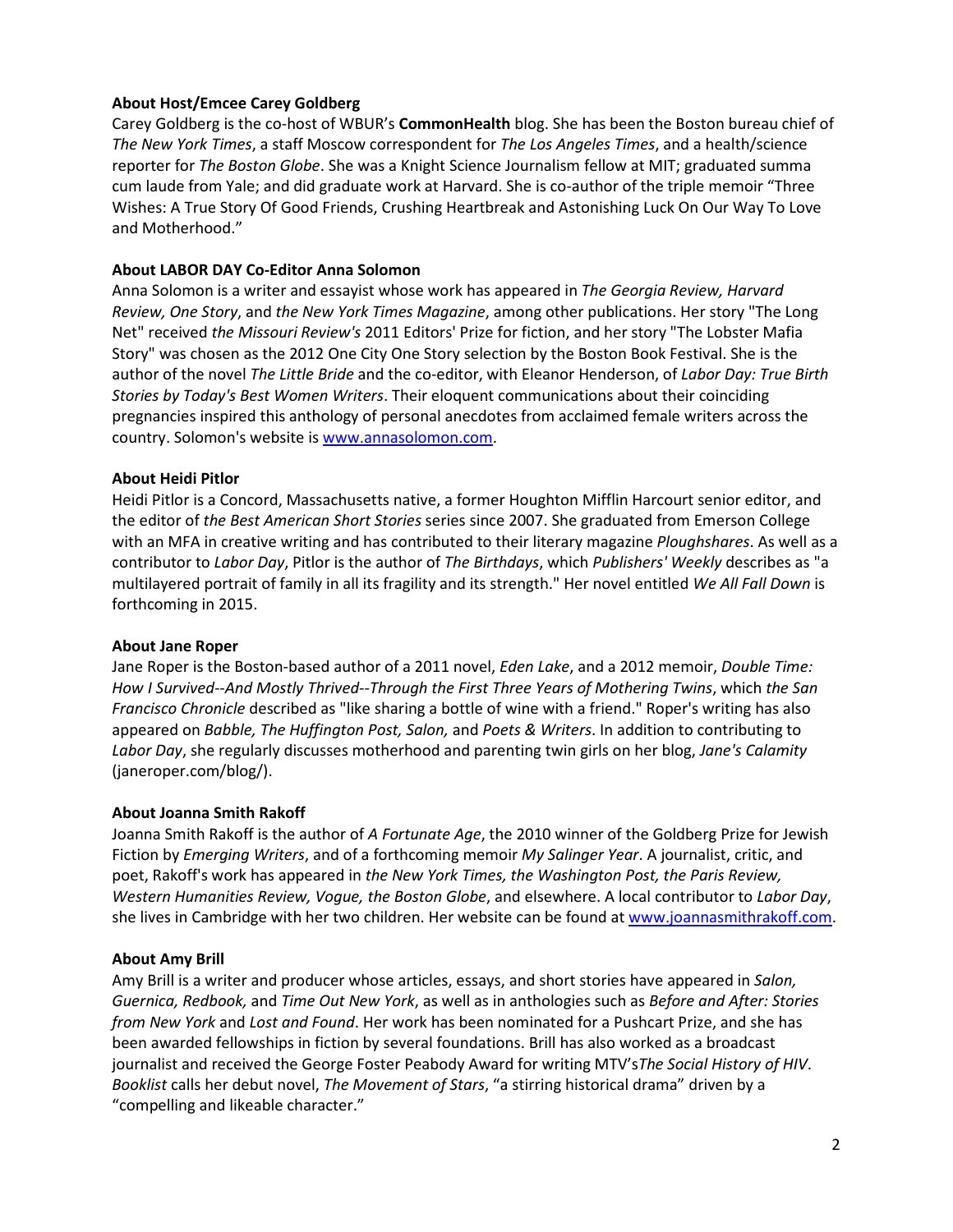**About Host/Emcee Carey Goldberg**

Carey Goldberg is the co-host of WBUR's **CommonHealth** blog. She has been the Boston bureau chief of *The New York Times*, a staff Moscow correspondent for *The Los Angeles Times*, and a health/science reporter for *The Boston Globe*. She was a Knight Science Journalism fellow at MIT; graduated summa cum laude from Yale; and did graduate work at Harvard. She is co-author of the triple memoir "Three Wishes: A True Story Of Good Friends, Crushing Heartbreak and Astonishing Luck On Our Way To Love and Motherhood."

**About LABOR DAY Co-Editor Anna Solomon**

Anna Solomon is a writer and essayist whose work has appeared in *The Georgia Review, Harvard Review, One Story*, and *the New York Times Magazine*, among other publications. Her story "The Long Net" received *the Missouri Review's* 2011 Editors' Prize for fiction, and her story "The Lobster Mafia Story" was chosen as the 2012 One City One Story selection by the Boston Book Festival. She is the author of the novel *The Little Bride* and the co-editor, with Eleanor Henderson, of *Labor Day: True Birth Stories by Today's Best Women Writers*. Their eloquent communications about their coinciding pregnancies inspired this anthology of personal anecdotes from acclaimed female writers across the country. Solomon's website is [www.annasolomon.com](www.annasolomon.com).

**About Heidi Pitlor**

Heidi Pitlor is a Concord, Massachusetts native, a former Houghton Mifflin Harcourt senior editor, and the editor of *the Best American Short Stories* series since 2007. She graduated from Emerson College with an MFA in creative writing and has contributed to their literary magazine *Ploughshares*. As well as a contributor to *Labor Day*, Pitlor is the author of *The Birthdays*, which *Publishers' Weekly* describes as "a multilayered portrait of family in all its fragility and its strength." Her novel entitled *We All Fall Down* is forthcoming in 2015.

**About Jane Roper**

Jane Roper is the Boston-based author of a 2011 novel, *Eden Lake*, and a 2012 memoir, *Double Time: How I Survived--And Mostly Thrived--Through the First Three Years of Mothering Twins*, which *the San Francisco Chronicle* described as "like sharing a bottle of wine with a friend." Roper's writing has also appeared on *Babble, The Huffington Post, Salon,* and *Poets & Writers*. In addition to contributing to *Labor Day*, she regularly discusses motherhood and parenting twin girls on her blog, *Jane's Calamity* (janeroper.com/blog/).

**About Joanna Smith Rakoff**

Joanna Smith Rakoff is the author of *A Fortunate Age*, the 2010 winner of the Goldberg Prize for Jewish Fiction by *Emerging Writers*, and of a forthcoming memoir *My Salinger Year*. A journalist, critic, and poet, Rakoff's work has appeared in *the New York Times, the Washington Post, the Paris Review, Western Humanities Review, Vogue, the Boston Globe*, and elsewhere. A local contributor to *Labor Day*, she lives in Cambridge with her two children. Her website can be found at [www.joannasmithrakoff.com](www.joannasmithrakoff.com).

**About Amy Brill**

Amy Brill is a writer and producer whose articles, essays, and short stories have appeared in *Salon, Guernica, Redbook,* and *Time Out New York*, as well as in anthologies such as *Before and After: Stories from New York* and *Lost and Found*. Her work has been nominated for a Pushcart Prize, and she has been awarded fellowships in fiction by several foundations. Brill has also worked as a broadcast journalist and received the George Foster Peabody Award for writing MTV's*The Social History of HIV*. *Booklist* calls her debut novel, *The Movement of Stars*, "a stirring historical drama" driven by a "compelling and likeable character."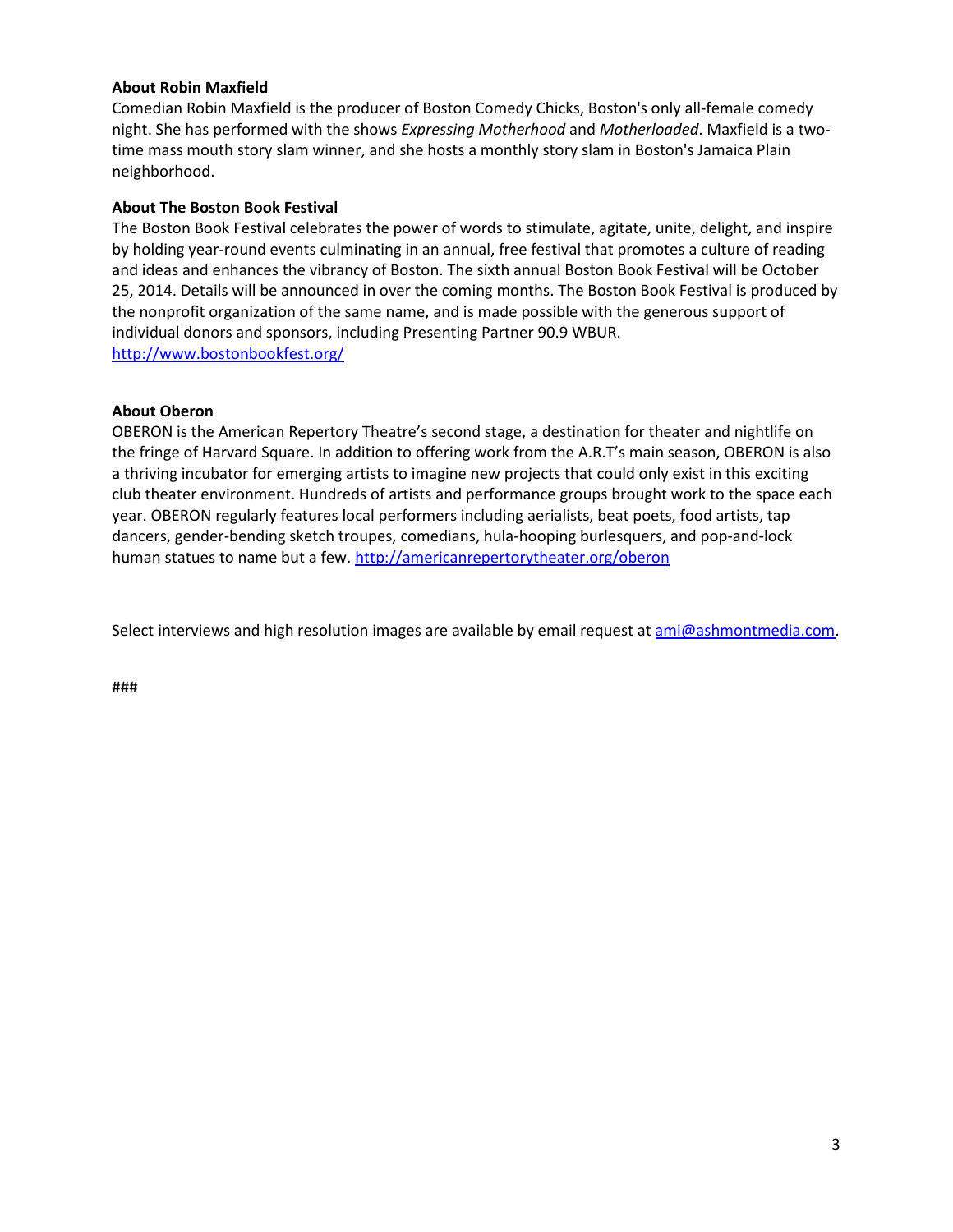**About Robin Maxfield**

Comedian Robin Maxfield is the producer of Boston Comedy Chicks, Boston's only all-female comedy night. She has performed with the shows *Expressing Motherhood* and *Motherloaded*. Maxfield is a two-time mass mouth story slam winner, and she hosts a monthly story slam in Boston's Jamaica Plain neighborhood.

**About The Boston Book Festival**

The Boston Book Festival celebrates the power of words to stimulate, agitate, unite, delight, and inspire by holding year-round events culminating in an annual, free festival that promotes a culture of reading and ideas and enhances the vibrancy of Boston. The sixth annual Boston Book Festival will be October 25, 2014. Details will be announced in over the coming months. The Boston Book Festival is produced by the nonprofit organization of the same name, and is made possible with the generous support of individual donors and sponsors, including Presenting Partner 90.9 WBUR.
http://www.bostonbookfest.org/

**About Oberon**

OBERON is the American Repertory Theatre's second stage, a destination for theater and nightlife on the fringe of Harvard Square. In addition to offering work from the A.R.T's main season, OBERON is also a thriving incubator for emerging artists to imagine new projects that could only exist in this exciting club theater environment. Hundreds of artists and performance groups brought work to the space each year. OBERON regularly features local performers including aerialists, beat poets, food artists, tap dancers, gender-bending sketch troupes, comedians, hula-hooping burlesquers, and pop-and-lock human statues to name but a few. http://americanrepertorytheater.org/oberon

Select interviews and high resolution images are available by email request at ami@ashmontmedia.com.

###